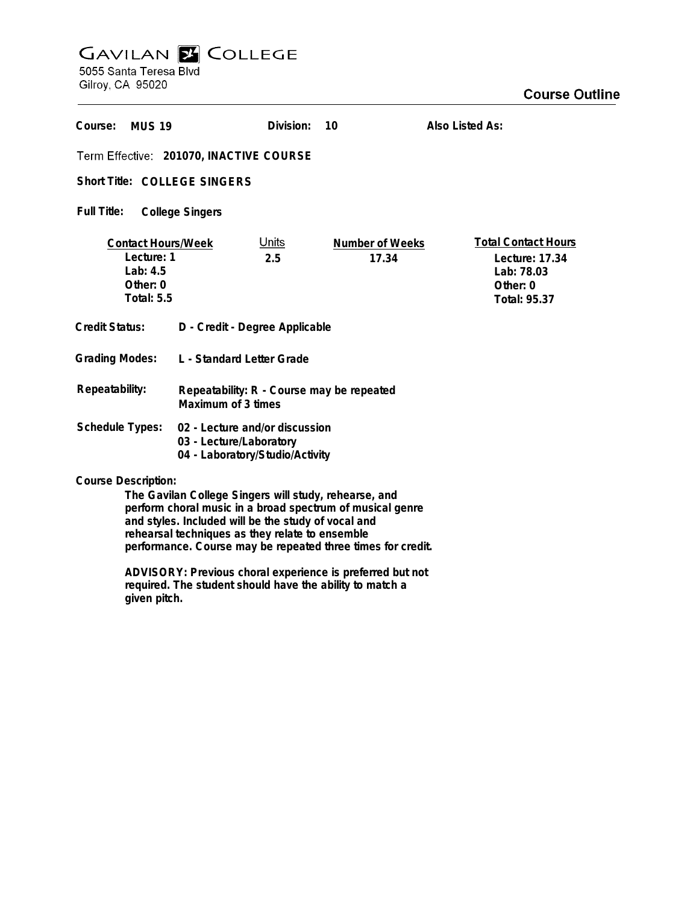# GAVILAN COLLEGE

5055 Santa Teresa Blvd
Gilroy, CA 95020

## Course Outline

**Course:** MUS 19 **Division:** 10 **Also Listed As:**

**Term Effective:** 201070, INACTIVE COURSE

**Short Title:** COLLEGE SINGERS

**Full Title:** College Singers

| Contact Hours/Week | Units | Number of Weeks | Total Contact Hours |
|---|---|---|---|
| Lecture: 1 | 2.5 | 17.34 | Lecture: 17.34 |
| Lab: 4.5 | | | Lab: 78.03 |
| Other: 0 | | | Other: 0 |
| Total: 5.5 | | | Total: 95.37 |

**Credit Status:** D - Credit - Degree Applicable

**Grading Modes:** L - Standard Letter Grade

**Repeatability:** Repeatability: R - Course may be repeated
Maximum of 3 times

**Schedule Types:** 02 - Lecture and/or discussion
03 - Lecture/Laboratory
04 - Laboratory/Studio/Activity

**Course Description:**

The Gavilan College Singers will study, rehearse, and perform choral music in a broad spectrum of musical genre and styles. Included will be the study of vocal and rehearsal techniques as they relate to ensemble performance. Course may be repeated three times for credit.

ADVISORY: Previous choral experience is preferred but not required. The student should have the ability to match a given pitch.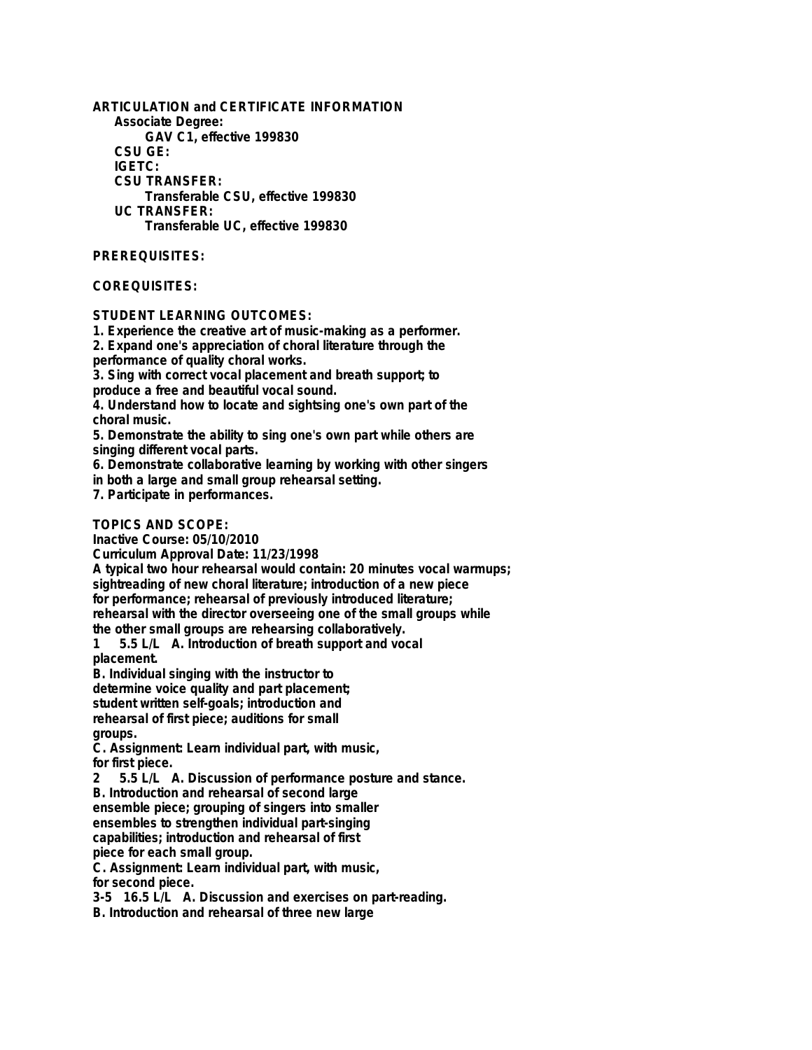**ARTICULATION and CERTIFICATE INFORMATION**

**Associate Degree:**

**GAV C1, effective 199830**

**CSU GE:**

**IGETC:**

**CSU TRANSFER:**

**Transferable CSU, effective 199830**

**UC TRANSFER:**

**Transferable UC, effective 199830**

**PREREQUISITES:**

**COREQUISITES:**

**STUDENT LEARNING OUTCOMES:**

1. Experience the creative art of music-making as a performer.
2. Expand one's appreciation of choral literature through the performance of quality choral works.
3. Sing with correct vocal placement and breath support; to produce a free and beautiful vocal sound.
4. Understand how to locate and sightsing one's own part of the choral music.
5. Demonstrate the ability to sing one's own part while others are singing different vocal parts.
6. Demonstrate collaborative learning by working with other singers in both a large and small group rehearsal setting.
7. Participate in performances.

**TOPICS AND SCOPE:**

Inactive Course: 05/10/2010

Curriculum Approval Date: 11/23/1998

A typical two hour rehearsal would contain: 20 minutes vocal warmups; sightreading of new choral literature; introduction of a new piece for performance; rehearsal of previously introduced literature; rehearsal with the director overseeing one of the small groups while the other small groups are rehearsing collaboratively.

1 5.5 L/L A. Introduction of breath support and vocal placement.

B. Individual singing with the instructor to determine voice quality and part placement; student written self-goals; introduction and rehearsal of first piece; auditions for small groups.

C. Assignment: Learn individual part, with music, for first piece.

2 5.5 L/L A. Discussion of performance posture and stance.

B. Introduction and rehearsal of second large ensemble piece; grouping of singers into smaller ensembles to strengthen individual part-singing capabilities; introduction and rehearsal of first piece for each small group.

C. Assignment: Learn individual part, with music, for second piece.

3-5 16.5 L/L A. Discussion and exercises on part-reading.

B. Introduction and rehearsal of three new large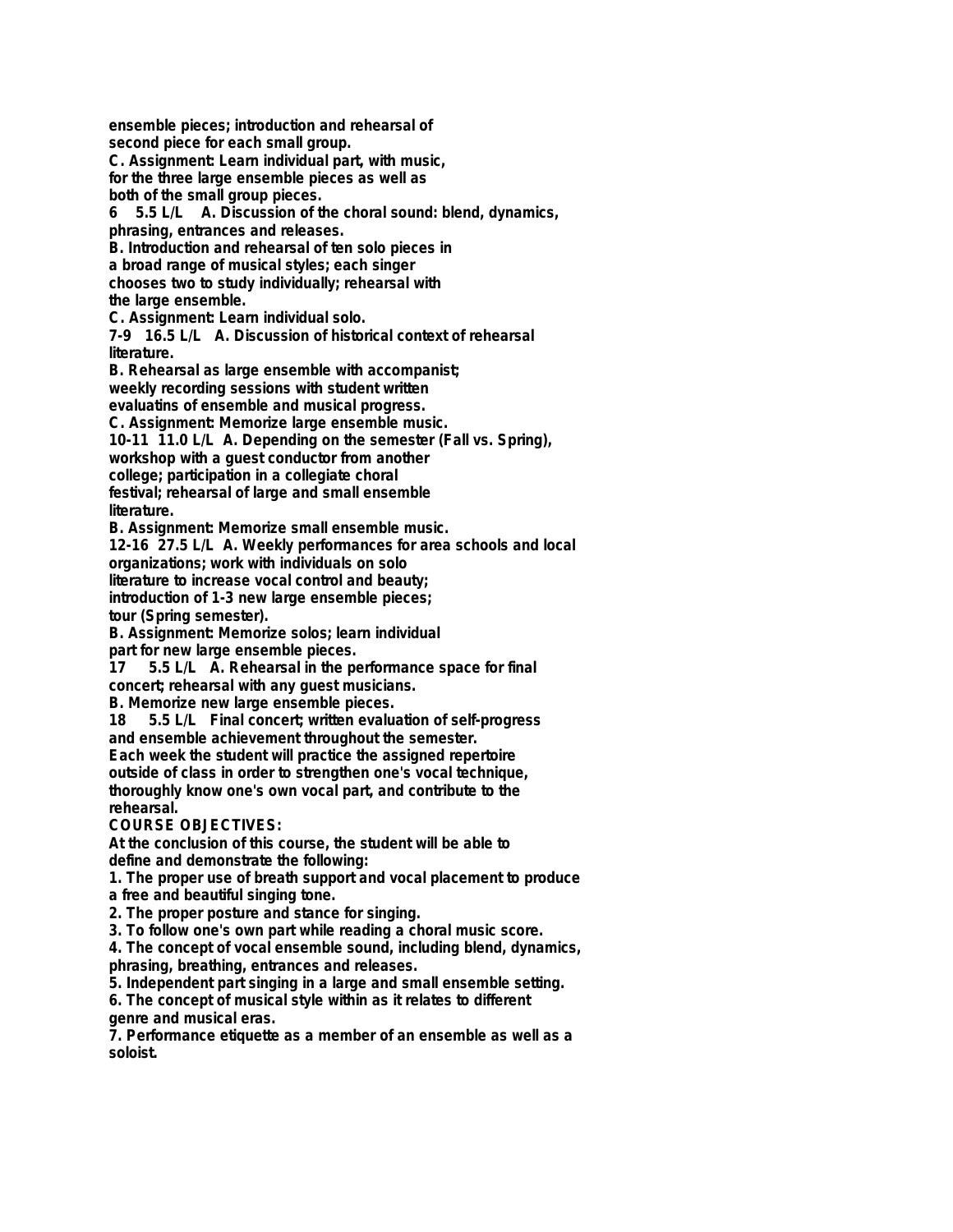ensemble pieces; introduction and rehearsal of
second piece for each small group.
C. Assignment: Learn individual part, with music,
for the three large ensemble pieces as well as
both of the small group pieces.

6 5.5 L/L A. Discussion of the choral sound: blend, dynamics,
phrasing, entrances and releases.
B. Introduction and rehearsal of ten solo pieces in
a broad range of musical styles; each singer
chooses two to study individually; rehearsal with
the large ensemble.
C. Assignment: Learn individual solo.

7-9 16.5 L/L A. Discussion of historical context of rehearsal
literature.
B. Rehearsal as large ensemble with accompanist;
weekly recording sessions with student written
evaluatins of ensemble and musical progress.
C. Assignment: Memorize large ensemble music.

10-11 11.0 L/L A. Depending on the semester (Fall vs. Spring),
workshop with a guest conductor from another
college; participation in a collegiate choral
festival; rehearsal of large and small ensemble
literature.
B. Assignment: Memorize small ensemble music.

12-16 27.5 L/L A. Weekly performances for area schools and local
organizations; work with individuals on solo
literature to increase vocal control and beauty;
introduction of 1-3 new large ensemble pieces;
tour (Spring semester).
B. Assignment: Memorize solos; learn individual
part for new large ensemble pieces.

17 5.5 L/L A. Rehearsal in the performance space for final
concert; rehearsal with any guest musicians.
B. Memorize new large ensemble pieces.

18 5.5 L/L Final concert; written evaluation of self-progress
and ensemble achievement throughout the semester.

Each week the student will practice the assigned repertoire
outside of class in order to strengthen one's vocal technique,
thoroughly know one's own vocal part, and contribute to the
rehearsal.

**COURSE OBJECTIVES:**

At the conclusion of this course, the student will be able to
define and demonstrate the following:

1. The proper use of breath support and vocal placement to produce
a free and beautiful singing tone.
2. The proper posture and stance for singing.
3. To follow one's own part while reading a choral music score.
4. The concept of vocal ensemble sound, including blend, dynamics,
phrasing, breathing, entrances and releases.
5. Independent part singing in a large and small ensemble setting.
6. The concept of musical style within as it relates to different
genre and musical eras.
7. Performance etiquette as a member of an ensemble as well as a
soloist.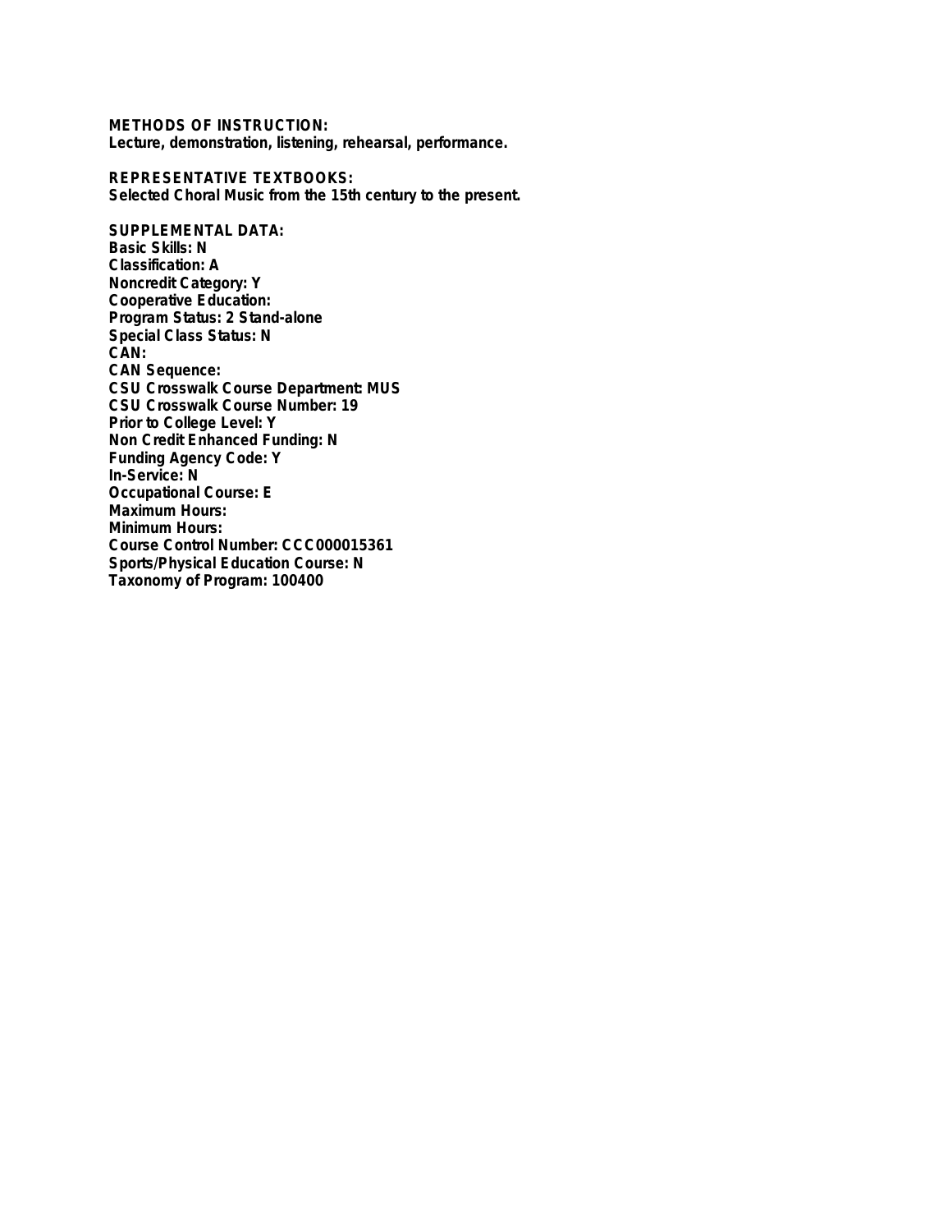**METHODS OF INSTRUCTION:**
**Lecture, demonstration, listening, rehearsal, performance.**

**REPRESENTATIVE TEXTBOOKS:**
**Selected Choral Music from the 15th century to the present.**

**SUPPLEMENTAL DATA:**
**Basic Skills: N**
**Classification: A**
**Noncredit Category: Y**
**Cooperative Education:**
**Program Status: 2 Stand-alone**
**Special Class Status: N**
**CAN:**
**CAN Sequence:**
**CSU Crosswalk Course Department: MUS**
**CSU Crosswalk Course Number: 19**
**Prior to College Level: Y**
**Non Credit Enhanced Funding: N**
**Funding Agency Code: Y**
**In-Service: N**
**Occupational Course: E**
**Maximum Hours:**
**Minimum Hours:**
**Course Control Number: CCC000015361**
**Sports/Physical Education Course: N**
**Taxonomy of Program: 100400**